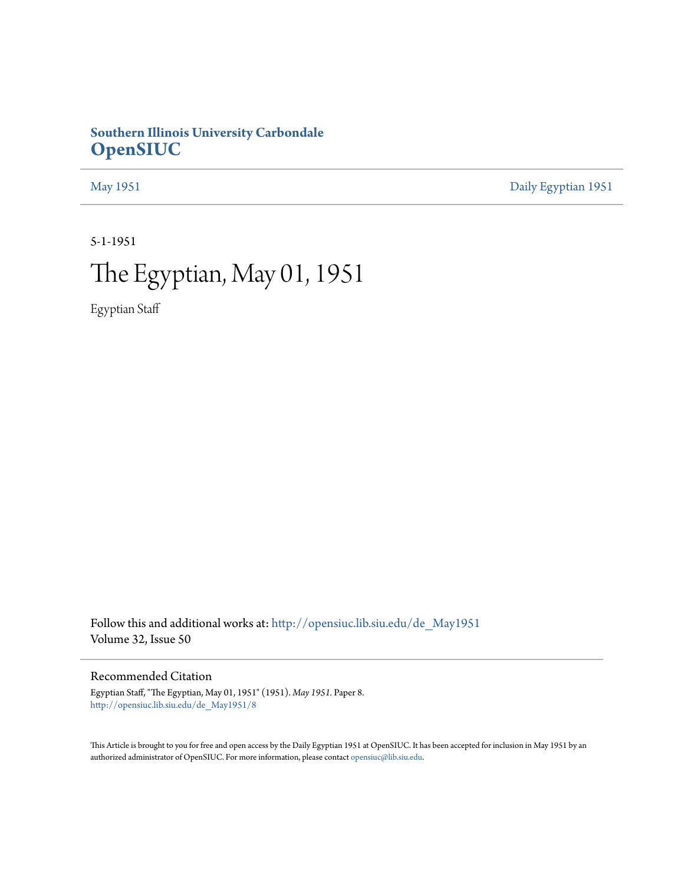**Southern Illinois University Carbondale**
# OpenSIUC

May 1951 | Daily Egyptian 1951

---

5-1-1951

# The Egyptian, May 01, 1951

Egyptian Staff

Follow this and additional works at: http://opensiuc.lib.siu.edu/de_May1951
Volume 32, Issue 50

---

## Recommended Citation

Egyptian Staff, "The Egyptian, May 01, 1951" (1951). *May 1951.* Paper 8.
http://opensiuc.lib.siu.edu/de_May1951/8

This Article is brought to you for free and open access by the Daily Egyptian 1951 at OpenSIUC. It has been accepted for inclusion in May 1951 by an authorized administrator of OpenSIUC. For more information, please contact opensiuc@lib.siu.edu.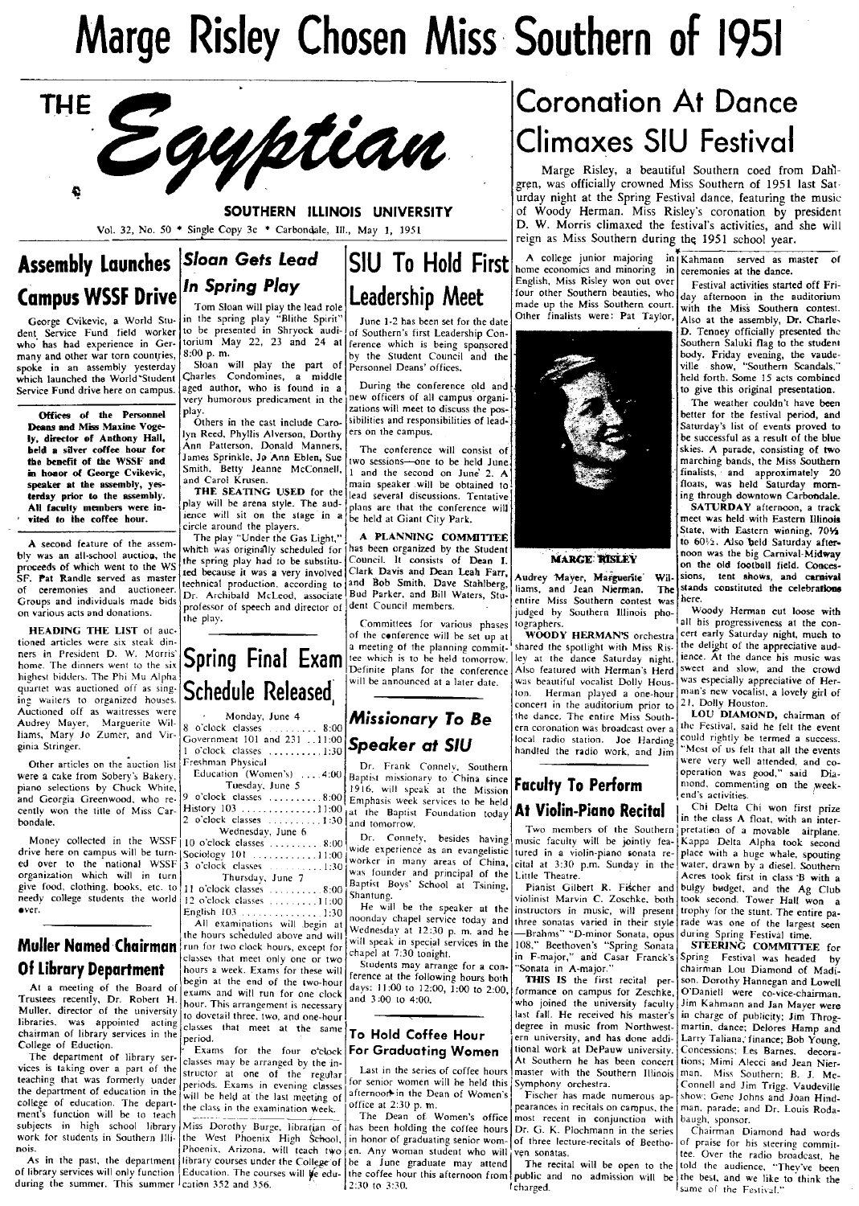# Marge Risley Chosen Miss Southern of 1951

THE *Egyptian*

SOUTHERN ILLINOIS UNIVERSITY

Vol. 32, No. 50 • Single Copy 3c • Carbondale, Ill., May 1, 1951

## Coronation At Dance Climaxes SIU Festival

Marge Risley, a beautiful Southern coed from Dahlgren, was officially crowned Miss Southern of 1951 last Saturday night at the Spring Festival dance, featuring the music of Woody Herman. Miss Risley's coronation by president D. W. Morris climaxed the festival's activities, and she will reign as Miss Southern during the 1951 school year.

A college junior majoring in home economics and minoring in English, Miss Risley won out over four other Southern beauties, who made up the Miss Southern court. Other finalists were: Pat Taylor, Audrey Mayer, Marguerite Williams, and Jean Nierman. The entire Miss Southern contest was judged by Southern Illinois photographers.

MARGE RISLEY

WOODY HERMAN'S orchestra shared the spotlight with Miss Risley at the dance Saturday night. Also featured with Herman's Herd was beautiful vocalist Dolly Houston. Herman played a one-hour concert in the auditorium prior to the dance. The entire Miss Southern coronation was broadcast over a local radio station. Joe Harding handled the radio work, and Jim Kahmann served as master of ceremonies at the dance.

Festival activities started off Friday afternoon in the auditorium with the Miss Southern contest. Also at the assembly, Dr. Charles D. Tenney officially presented the Southern Saluki flag to the student body. Friday evening, the vaudeville show, "Southern Scandals," held forth. Some 15 acts combined to give this original presentation.

The weather couldn't have been better for the festival period, and Saturday's list of events proved to be successful as a result of the blue skies. A parade, consisting of two marching bands, the Miss Southern finalists, and approximately 20 floats, was held Saturday morning through downtown Carbondale.

SATURDAY afternoon, a track meet was held with Eastern Illinois State, with Eastern winning, 70½ to 60½. Also held Saturday afternoon was the big Carnival-Midway on the old football field. Concessions, tent shows, and carnival stands constituted the celebrations here.

Woody Herman cut loose with all his progressiveness at the concert early Saturday night, much to the delight of the appreciative audience. At the dance his music was sweet and slow, and the crowd was especially appreciative of Herman's new vocalist, a lovely girl of 21, Dolly Houston.

LOU DIAMOND, chairman of the Festival, said he felt the event could rightly be termed a success. "Most of us felt that all the events were very well attended, and cooperation was good," said Diamond, commenting on the week-end's activities.

Chi Delta Chi won first prize in the class A float, with an interpretation of a movable airplane. Kappa Delta Alpha took second place with a huge whale, spouting water, drawn by a diesel. Southern Acres took first in class B with a bulgy budget, and the Ag Club took second. Tower Hall won a trophy for the stunt. The entire parade was one of the largest seen during Spring Festival time.

STEERING COMMITTEE for Spring Festival was headed by chairman Lou Diamond of Madison. Dorothy Hannegan and Lowell O'Daniell were co-vice-chairman. Jim Kahmann and Jan Mayer were in charge of publicity; Jim Throgmartin, dance; Delores Hamp and Larry Taliana, finance; Bob Young, Concessions; Les Barnes, decorations; Mimi Alecci and Jean Nierman, Miss Southern; B. J. McConnell and Jim Trigg, Vaudeville show; Gene Johns and Joan Hindman, parade; and Dr. Louis Rodabaugh, sponsor.

Chairman Diamond had words of praise for his steering committee. Over the radio broadcast, he told the audience, "They've been the best, and we like to think the same of the Festival."

## Assembly Launches Campus WSSF Drive

George Cvikevic, a World Student Service Fund field worker who has had experience in Germany and other war torn countries, spoke in an assembly yesterday which launched the World Student Service Fund drive here on campus.

**Offices of the Personnel Deans and Miss Maxine Vogely, director of Anthony Hall, held a silver coffee hour for the benefit of the WSSF and in honor of George Cvikevic, speaker at the assembly, yesterday prior to the assembly. All faculty members were invited to the coffee hour.**

A second feature of the assembly was an all-school auction, the proceeds of which went to the WSSF. Pat Randle served as master of ceremonies and auctioneer. Groups and individuals made bids on various acts and donations.

HEADING THE LIST of auctioned articles were six steak dinners in President D. W. Morris' home. The dinners went to the six highest bidders. The Phi Mu Alpha quartet was auctioned off as singing waiters to organized houses. Auctioned off as waitresses were Audrey Mayer, Marguerite Williams, Mary Jo Zumer, and Virginia Stringer.

Other articles on the auction list were a cake from Sobery's Bakery, piano selections by Chuck White, and Georgia Greenwood, who recently won the title of Miss Carbondale.

Money collected in the WSSF drive here on campus will be turned over to the national WSSF organization which will in turn give food, clothing, books, etc. to needy college students the world over.

## Muller Named Chairman Of Library Department

At a meeting of the Board of Trustees recently, Dr. Robert H. Muller, director of the university libraries, was appointed acting chairman of library services in the College of Eduction.

The department of library services is taking over a part of the teaching that was formerly under the department of education in the college of education. The department's function will be to teach subjects in high school library work for students in Southern Illinois.

As in the past, the department of library services will only function during the summer. This summer

## *Sloan Gets Lead In Spring Play*

Tom Sloan will play the lead role in the spring play "Blithe Spirit" to be presented in Shryock auditorium May 22, 23 and 24 at 8:00 p. m.

Sloan will play the part of Charles Condomines, a middle aged author, who is found in a very humorous predicament in the play.

Others in the cast include Carolyn Reed, Phyllis Alverson, Dorthy Ann Patterson, Donald Manners, James Sprinkle, Jo Ann Eblen, Sue Smith, Betty Jeanne McConnell, and Carol Krusen.

THE SEATING USED for the play will be arena style. The audience will sit on the stage in a circle around the players.

The play "Under the Gas Light," which was originally scheduled for the spring play had to be substituted because it was a very involved technical production, according to Dr. Archibald McLeod, associate professor of speech and director of the play.

## Spring Final Exam Schedule Released

Monday, June 4
8 o'clock classes .......... 8:00
Government 101 and 231 .. 11:00
1 o'clock classes .......... 1:30
Freshman Physical Education (Women's) .... 4:00

Tuesday, June 5
9 o'clock classes .......... 8:00
History 103 .............. 11:00
2 o'clock classes .......... 1:30

Wednesday, June 6
10 o'clock classes ......... 8:00
Sociology 101 ............ 11:00
3 o'clock classes .......... 1:30

Thursday, June 7
11 o'clock classes ......... 8:00
12 o'clock classes ........ 11:00
English 103 .............. 1:30

All examinations will begin at the hours scheduled above and will run for two clock hours, except for classes that meet only one or two hours a week. Exams for these will begin at the end of the two-hour exams and will run for one clock hour. This arrangement is necessary to dovetail three, two, and one-hour classes that meet at the same period.

Exams for the four o'clock classes may be arranged by the instructor at one of the regular periods. Exams in evening classes will be held at the last meeting of the class in the examination week.

Miss Dorothy Burge, librarian of the West Phoenix High School, Phoenix, Arizona, will teach two library courses under the College of Education. The courses will be education 352 and 356.

## SIU To Hold First Leadership Meet

June 1-2 has been set for the date of Southern's first Leadership Conference which is being sponsored by the Student Council and the Personnel Deans' offices.

During the conference old and new officers of all campus organizations will meet to discuss the possibilities and responsibilities of leaders on the campus.

The conference will consist of two sessions—one to be held June 1 and the second on June 2. A main speaker will be obtained to lead several discussions. Tentative plans are that the conference will be held at Giant City Park.

A PLANNING COMMITTEE has been organized by the Student Council. It consists of Dean I. Clark Davis and Dean Leah Farr, and Bob Smith, Dave Stahlberg, Bud Parker, and Bill Waters, Student Council members.

Committees for various phases of the conference will be set up at a meeting of the planning committee which is to be held tomorrow. Definite plans for the conference will be announced at a later date.

## *Missionary To Be Speaker at SIU*

Dr. Frank Connely, Southern Baptist missionary to China since 1916, will speak at the Mission Emphasis week services to be held at the Baptist Foundation today and tomorrow.

Dr. Connely, besides having wide experience as an evangelistic worker in many areas of China, was founder and principal of the Baptist Boys' School at Tsining, Shantung.

He will be the speaker at the noonday chapel service today and Wednesday at 12:30 p. m. and he will speak in special services in the chapel at 7:30 tonight.

Students may arrange for a conference at the following hours both days: 11:00 to 12:00, 1:00 to 2:00, and 3:00 to 4:00.

## To Hold Coffee Hour For Graduating Women

Last in the series of coffee hours for senior women will be held this afternoon in the Dean of Women's office at 2:30 p. m.

The Dean of Women's office has been holding the coffee hours in honor of graduating senior women. Any woman student who will be a June graduate may attend the coffee hour this afternoon from 2:30 to 3:30.

## Faculty To Perform At Violin-Piano Recital

Two members of the Southern music faculty will be jointly featured in a violin-piano sonata recital at 3:30 p.m. Sunday in the Little Theatre.

Pianist Gilbert R. Fischer and violinist Marvin C. Zoschke, both instructors in music, will present three sonatas varied in their style—Brahms' "D-minor Sonata, opus 108," Beethoven's "Spring Sonata in F-major," and Casar Franck's "Sonata in A-major."

THIS IS the first recital performance on campus for Zeschke, who joined the university faculty last fall. He received his master's degree in music from Northwestern university, and has done additional work at DePauw university. At Southern he has been concert master with the Southern Illinois Symphony orchestra.

Fischer has made numerous appearances in recitals on campus, the most recent in conjunction with Dr. G. K. Plochmann in the series of three lecture-recitals of Beethoven sonatas.

The recital will be open to the public and no admission will be charged.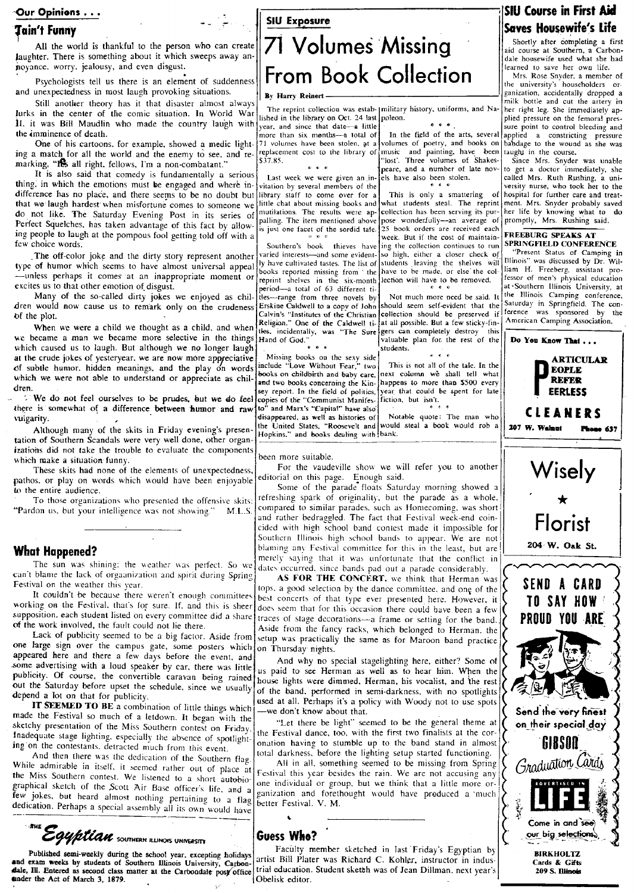## Our Opinions . . .

### 'Tain't Funny

All the world is thankful to the person who can create laughter. There is something about it which sweeps away annoyance, worry, jealousy, and even disgust.

Psychologists tell us there is an element of suddenness and unexpectedness in most laugh provoking situations.

Still another theory has it that disaster almost always lurks in the center of the comic situation. In World War II, it was Bill Maudlin who made the country laugh with the imminence of death.

One of his cartoons, for example, showed a medic lighting a match for all the world and the enemy to see, and remarking, "It's all right, fellows, I'm a non-combatant."

It is also said that comedy is fundamentally a serious thing, in which the emotions must be engaged and where indifference has no place, and there seems to be no doubt but that we laugh hardest when misfortune comes to someone we do not like. The Saturday Evening Post in its series of Perfect Squelches, has taken advantage of this fact by allowing people to laugh at the pompous fool getting told off with a few choice words.

The off-color joke and the dirty story represent another type of humor which seems to have almost universal appeal —unless perhaps it comes at an inappropriate moment or excites us to that other emotion of disgust.

Many of the so-called dirty jokes we enjoyed as children would now cause us to remark only on the crudeness of the plot.

When we were a child we thought as a child, and when we became a man we became more selective in the things which caused us to laugh. But although we no longer laugh at the crude jokes of yesteryear, we are now more appreciative of subtle humor, hidden meanings, and the play on words which we were not able to understand or appreciate as children.

We do not feel ourselves to be prudes, but we do feel there is somewhat of a difference between humor and raw vulgarity.

Although many of the skits in Friday evening's presentation of Southern Scandals were very well done, other organizations did not take the trouble to evaluate the components which make a situation funny.

These skits had none of the elements of unexpectedness, pathos, or play on words which would have been enjoyable to the entire audience.

To those organizations who presented the offensive skits: "Pardon us, but your intelligence was not showing." M.L.S.

### What Happened?

The sun was shining: the weather was perfect. So we can't blame the lack of organization and spirit during Spring Festival on the weather this year.

It couldn't be because there weren't enough committees working on the Festival, that's for sure. If, and this is sheer supposition, each student listed on every committee did a share of the work involved, the fault could not lie there.

Lack of publicity seemed to be a big factor. Aside from one large sign over the campus gate, some posters which appeared here and there a few days before the event, and some advertising with a loud speaker by car, there was little publicity. Of course, the convertible caravan being rained out the Saturday before upset the schedule, since we usually depend a lot on that for publicity.

**IT SEEMED TO BE** a combination of little things which made the Festival so much of a letdown. It began with the sketchy presentation of the Miss Southern contest on Friday. Inadequate stage lighting, especially the absence of spotlighting on the contestants, detracted much from this event.

And then there was the dedication of the Southern flag. While admirable in itself, it seemed rather out of place at the Miss Southern contest. We listened to a short autobiographical sketch of the Scott Air Base officer's life, and a few jokes, but heard almost nothing pertaining to a flag dedication. Perhaps a special assembly all its own would have been more suitable.

For the vaudeville show we will refer you to another editorial on this page. Enough said.

Some of the parade floats Saturday morning showed a refreshing spark of originality, but the parade as a whole, compared to similar parades, such as Homecoming, was short and rather bedraggled. The fact that Festival week-end coincided with high school band contest made it impossible for Southern Illinois high school bands to appear. We are not blaming any Festival committee for this in the least, but are merely saying that it was unfortunate that the conflict in dates occurred, since bands pad out a parade considerably.

**AS FOR THE CONCERT**, we think that Herman was tops, a good selection by the dance committee, and one of the best concerts of that type ever presented here. However, it does seem that for this occasion there could have been a few traces of stage decorations—a frame or setting for the band. Aside from the fancy racks, which belonged to Herman, the setup was practically the same as for Maroon band practice on Thursday nights.

And why no special stagelighting here, either? Some of us paid to see Herman as well as to hear him. When the house lights were dimmed, Herman, his vocalist, and the rest of the band, performed in semi-darkness, with no spotlights used at all. Perhaps it's a policy with Woody not to use spots —we don't know about that.

"Let there be light" seemed to be the general theme at the Festival dance, too, with the first two finalists at the coronation having to stumble up to the band stand in almost total darkness, before the lighting setup started functioning.

All in all, something seemed to be missing from Spring Festival this year besides the rain. We are not accusing any one individual or group, but we think that a little more organization and forethought would have produced a much better Festival. V. M.

**The Egyptian** SOUTHERN ILLINOIS UNIVERSITY

Published semi-weekly during the school year, excepting holidays and exam weeks by students of Southern Illinois University, Carbondale, Ill. Entered as second class matter at the Carbondale post office under the Act of March 3, 1879.

## SIU Exposure

# 71 Volumes Missing From Book Collection

By Harry Reinert

The reprint collection was established in the library on Oct. 24 last year, and since that date—a little more than six months—a total of 71 volumes have been stolen, at a replacement cost to the library of $37.85.

\* \* \*

Last week we were given an invitation by several members of the library staff to come over for a little chat about missing books and mutilations. The results were appalling. The item mentioned above is just one facet of the sordid tale.

\* \* \*

Southern's book thieves have varied interests—and some evidently have cultivated tastes. The list of books reported missing from the reprint shelves in the six-month period—a total of 63 different titles—range from three novels by Erskine Caldwell to a copy of John Calvin's "Institutes of the Christian Religion." One of the Caldwell titles, incidentally, was "The Sure Hand of God."

\* \* \*

Missing books on the sexy side include "Love Without Fear," two books on childbirth and baby care, and two books concerning the Kinsey report. In the field of politics, copies of the "Communist Manifesto" and Marx's "Capital" have also disappeared, as well as histories of the United States, "Roosevelt and Hopkins," and books dealing with military history, uniforms, and Napoleon.

\* \* \*

In the field of the arts, several volumes of poetry, and books on music and painting, have been "lost". Three volumes of Shakespeare, and a number of late novels have also been stolen.

\* \* \*

This is only a smattering of what students steal. The reprint collection has been serving its purpose wonderfully—an average of 25 book orders are received each week. But if the cost of maintaining the collection continues to run so high, either a closer check of students leaving the shelves will have to be made, or else the collection will have to be removed.

\* \* \*

Not much more need be said. It should seem self-evident that the collection should be preserved if at all possible. But a few sticky-fingers can completely destroy this valuable plan for the rest of the students.

\* \* \*

This is not all of the tale. In the next column we shall tell what happens to more than $500 every year that could be spent for late fiction, but isn't.

\* \* \*

Notable quote: The man who would steal a book would rob a bank.

### Guess Who?

Faculty member sketched in last Friday's Egyptian by artist Bill Plater was Richard C. Kohler, instructor in industrial education. Student sketch was of Jean Dillman, next year's Obelisk editor.

## SIU Course in First Aid Saves Housewife's Life

Shortly after completing a first aid course at Southern, a Carbondale housewife used what she had learned to save her own life.

Mrs. Rose Snyder, a member of the university's householders organization, accidentally dropped a milk bottle and cut the artery in her right leg. She immediately applied pressure on the femoral pressure point to control bleeding and applied a constricting pressure bandage to the wound as she was taught in the course.

Since Mrs. Snyder was unable to get a doctor immediately, she called Mrs. Ruth Rushing, a university nurse, who took her to the hospital for further care and treatment. Mrs. Snyder probably saved her life by knowing what to do promptly, Mrs. Rushing said.

### FREEBURG SPEAKS AT SPRINGFIELD CONFERENCE

"Present Status of Camping in Illinois" was discussed by Dr. William H. Freeberg, assistant professor of men's physical education at Southern Illinois University, at the Illinois Camping conference, Saturday in Springfield. The conference was sponsored by the American Camping Association.

Do You Know That . . .

**P**ARTICULAR **P**EOPLE **P**REFER **P**EERLESS

**CLEANERS**

207 W. Walnut Phone 637

**Wisely ★ Florist**

204 W. Oak St.

**SEND A CARD TO SAY HOW PROUD YOU ARE**

Send the very finest on their special day

**GIBSON** Graduation Cards

ADVERTISED IN LIFE

Come in and see our big selections

**BIRKHOLTZ**
Cards & Gifts
209 S. Illinois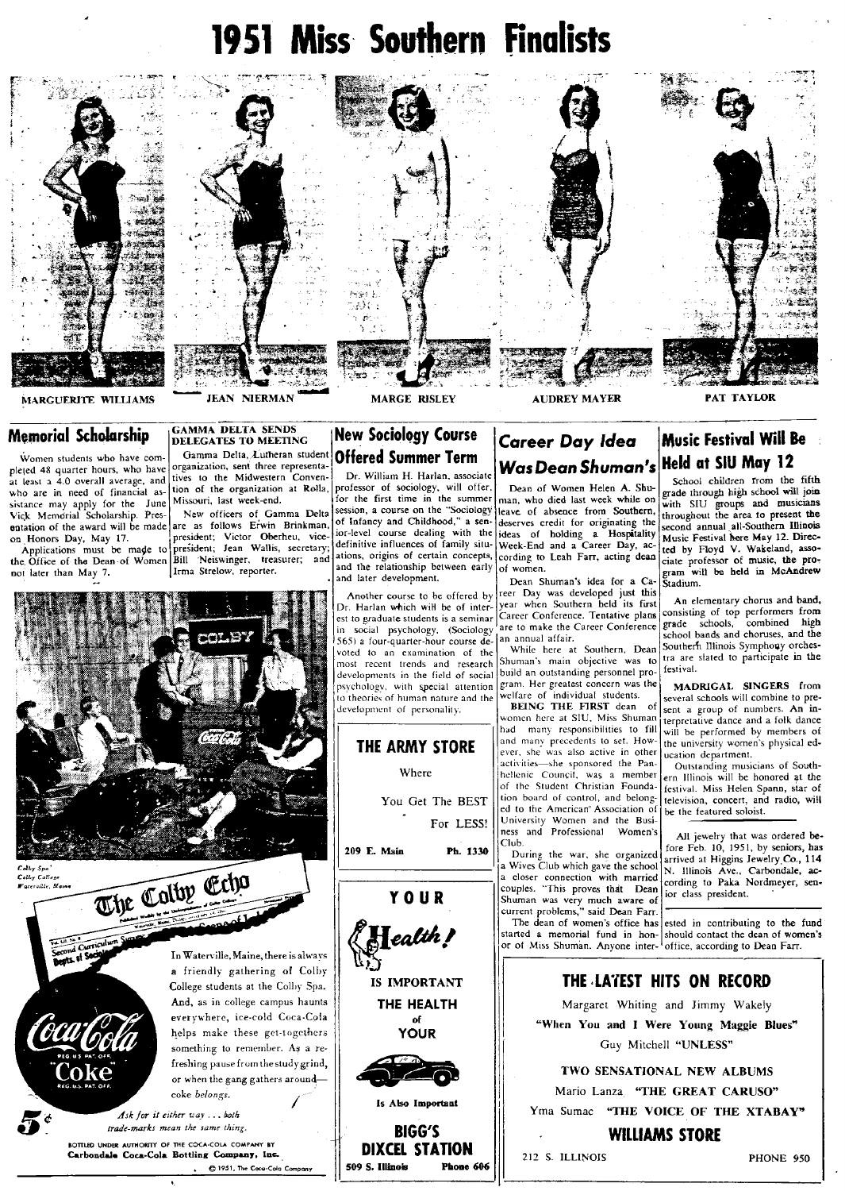# 1951 Miss Southern Finalists

MARGUERITE WILLIAMS — JEAN NIERMAN — MARGE RISLEY — AUDREY MAYER — PAT TAYLOR

## Memorial Scholarship

Women students who have completed 48 quarter hours, who have at least a 4.0 overall average, and who are in need of financial assistance may apply for the June Vick Memorial Scholarship. Presentation of the award will be made on Honors Day, May 17.

Applications must be made to the Office of the Dean of Women not later than May 7.

## GAMMA DELTA SENDS DELEGATES TO MEETING

Gamma Delta, Lutheran student organization, sent three representatives to the Midwestern Convention of the organization at Rolla, Missouri, last week-end.

New officers of Gamma Delta are as follows Erwin Brinkman, president; Victor Oberheu, vice-president; Jean Wallis, secretary; Bill Neiswinger, treasurer; and Irma Strelow, reporter.

## New Sociology Course Offered Summer Term

Dr. William H. Harlan, associate professor of sociology, will offer, for the first time in the summer session, a course on the "Sociology of Infancy and Childhood," a senior-level course dealing with the definitive influences of family situations, origins of certain concepts, and the relationship between early and later development.

Another course to be offered by Dr. Harlan which will be of interest to graduate students is a seminar in social psychology, (Sociology 565) a four-quarter-hour course devoted to an examination of the most recent trends and research developments in the field of social psychology, with special attention to theories of human nature and the development of personality.

## *Career Day Idea Was Dean Shuman's*

Dean of Women Helen A. Shuman, who died last week while on leave of absence from Southern, deserves credit for originating the ideas of holding a Hospitality Week-End and a Career Day, according to Leah Farr, acting dean of women.

Dean Shuman's idea for a Career Day was developed just this year when Southern held its first Career Conference. Tentative plans are to make the Career Conference an annual affair.

While here at Southern, Dean Shuman's main objective was to build an outstanding personnel program. Her greatest concern was the welfare of individual students.

**BEING THE FIRST** dean of women here at SIU, Miss Shuman had many responsibilities to fill and many precedents to set. However, she was also active in other activities—she sponsored the Panhellenic Council, was a member of the Student Christian Foundation board of control, and belonged to the American Association of University Women and the Business and Professional Women's Club.

During the war, she organized a Wives Club which gave the school a closer connection with married couples. "This proves that Dean Shuman was very much aware of current problems," said Dean Farr.

The dean of women's office has started a memorial fund in honor of Miss Shuman. Anyone interested in contributing to the fund should contact the dean of women's office, according to Dean Farr.

## Music Festival Will Be Held at SIU May 12

School children from the fifth grade through high school will join with SIU groups and musicians throughout the area to present the second annual all-Southern Illinois Music Festival here May 12. Directed by Floyd V. Wakeland, associate professor of music, the program will be held in McAndrew Stadium.

An elementary chorus and band, consisting of top performers from grade schools, combined high school bands and choruses, and the Southern Illinois Symphony orchestra are slated to participate in the festival.

**MADRIGAL SINGERS** from several schools will combine to present a group of numbers. An interpretative dance and a folk dance will be performed by members of the university women's physical education department.

Outstanding musicians of Southern Illinois will be honored at the festival. Miss Helen Spann, star of television, concert, and radio, will be the featured soloist.

---

All jewelry that was ordered before Feb. 10, 1951, by seniors, has arrived at Higgins Jewelry Co., 114 N. Illinois Ave., Carbondale, according to Paka Nordmeyer, senior class president.

---

Colby Spa
Colby College
Waterville, Maine

The Colby Echo

In Waterville, Maine, there is always a friendly gathering of Colby College students at the Colby Spa. And, as in college campus haunts everywhere, ice-cold Coca-Cola helps make these get-togethers something to remember. As a refreshing pause from the study grind, or when the gang gathers around—coke *belongs*.

5¢ *Ask for it either way . . . both trade-marks mean the same thing.*

BOTTLED UNDER AUTHORITY OF THE COCA-COLA COMPANY BY
Carbondale Coca-Cola Bottling Company, Inc.
© 1951, The Coca-Cola Company

---

**THE ARMY STORE**

Where

You Get The BEST

For LESS!

209 E. Main — Ph. 1330

---

**YOUR Health!**

IS IMPORTANT

THE HEALTH of YOUR

Is Also Important

**BIGG'S DIXCEL STATION**

509 S. Illinois — Phone 606

---

**THE LATEST HITS ON RECORD**

Margaret Whiting and Jimmy Wakely

**"When You and I Were Young Maggie Blues"**

Guy Mitchell "UNLESS"

**TWO SENSATIONAL NEW ALBUMS**

Mario Lanza "THE GREAT CARUSO"

Yma Sumac "THE VOICE OF THE XTABAY"

**WILLIAMS STORE**

212 S. ILLINOIS — PHONE 950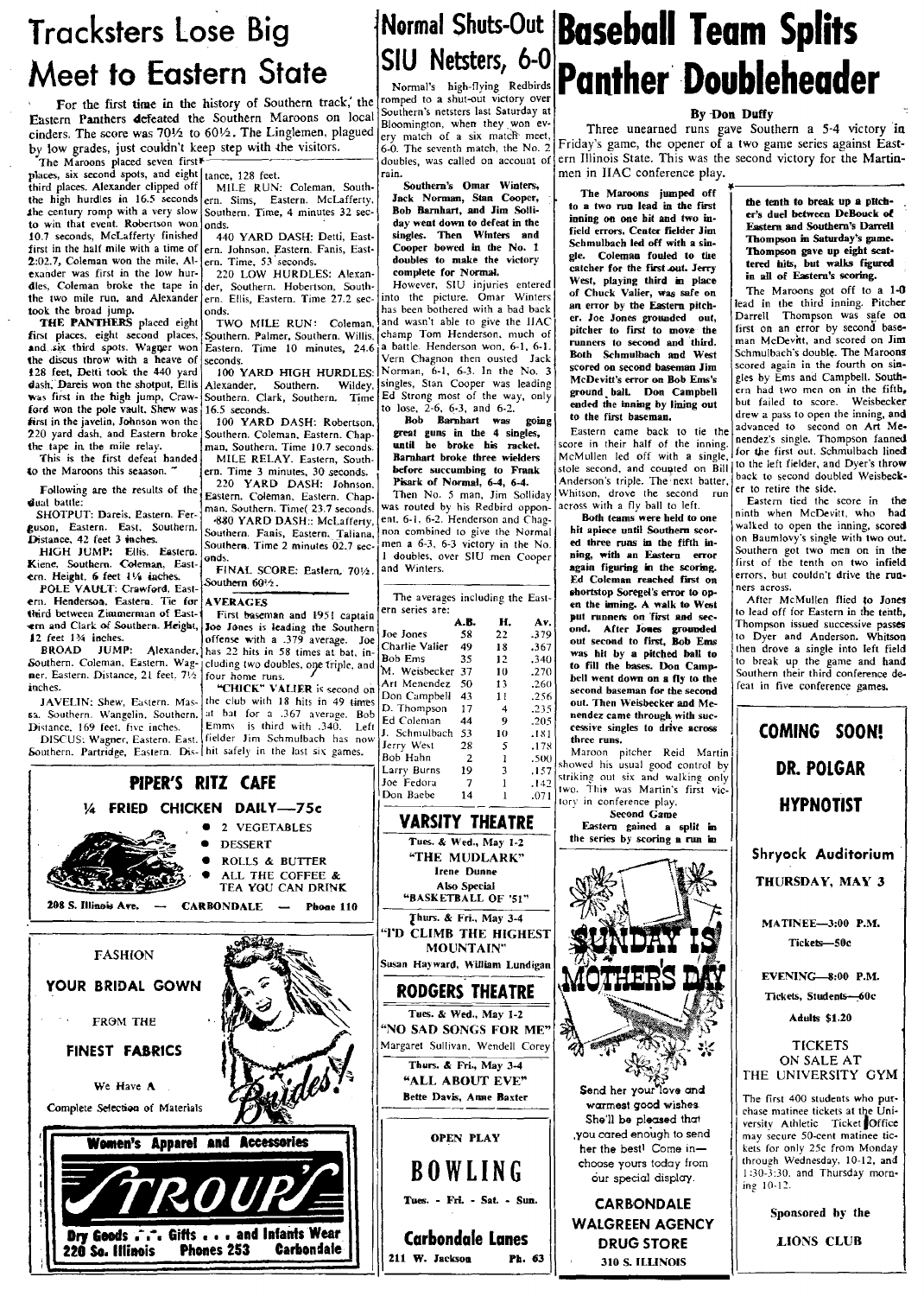# Tracksters Lose Big Meet to Eastern State

For the first time in the history of Southern track, the Eastern Panthers defeated the Southern Maroons on local cinders. The score was 70½ to 60½. The Linglemen, plagued by low grades, just couldn't keep step with the visitors.

The Maroons placed seven first places, six second spots, and eight third places. Alexander clipped off the high hurdles in 16.5 seconds, the century romp with a very slow to win that event. Robertson won 10.7 seconds, McLafferty finished first in the half mile with a time of 2:02.7, Coleman won the mile, Alexander was first in the low hurdles, Coleman broke the tape in the two mile run, and Alexander took the broad jump.

**THE PANTHERS** placed eight first places, eight second places, and six third spots. Wagner won the discus throw with a heave of 128 feet, Detti took the 440 yard dash, Dareis won the shotput, Ellis was first in the high jump, Crawford won the pole vault, Shew was first in the javelin, Johnson won the 220 yard dash, and Eastern broke the tape in the mile relay.

This is the first defeat handed to the Maroons this seaason.

Following are the results of the dual battle:

SHOTPUT: Dareis, Eastern. Ferguson, Eastern. East, Southern. Distance, 42 feet 3 inches.

HIGH JUMP: Ellis. Eastern. Kiene, Southern. Coleman, Eastern. Height, 6 feet 1⅛ inches.

POLE VAULT: Crawford, Eastern. Henderson, Eastern. Tie for third between Zimmerman of Eastern and Clark of Southern. Height, 12 feet 1¾ inches.

BROAD JUMP: Alexander, Southern. Coleman, Eastern. Wagner. Eastern. Distance, 21 feet. 7½ inches.

JAVELIN: Shew, Eastern. Massa. Southern. Wangelin, Southern. Distance, 169 feet. five inches.

DISCUS: Wagner, Eastern. East, Southern. Partridge, Eastern. Distance, 128 feet.

MILE RUN: Coleman, Southern. Sims, Eastern. McLafferty, Southern. Time, 4 minutes 32 seconds.

440 YARD DASH: Detti, Eastern. Johnson, Eastern. Fanis, Eastern. Time, 53 seconds.

220 LOW HURDLES: Alexander, Southern. Hobertson, Southern. Ellis, Eastern. Time 27.2 seconds.

TWO MILE RUN: Coleman, Southern. Palmer, Southern. Willis, Eastern. Time 10 minutes, 24.6 seconds.

100 YARD HIGH HURDLES: Alexander, Southern. Wildey, Southern. Clark, Southern. Time 16.5 seconds.

100 YARD DASH: Robertson, Southern. Coleman, Eastern. Chapman, Southern. Time 10.7 seconds.

MILE RELAY. Eastern, Southern. Time 3 minutes, 30 seconds.

220 YARD DASH: Johnson. Eastern. Coleman. Eastern. Chapman, Southern. Time( 23.7 seconds.

880 YARD DASH: McLafferty, Southern. Fanis, Eastern. Taliana, Southern. Time 2 minutes 02.7 seconds.

FINAL SCORE: Eastern, 70½. Southern 60½.

## AVERAGES

First baseman and 1951 captain Joe Jones is leading the Southern offense with a .379 average. Joe has 22 hits in 58 times at bat, including two doubles, one triple, and four home runs.

"CHICK" VALIER is second on the club with 18 hits in 49 times at bat for a .367 average. Bob Emms is third with .340. Left fielder Jim Schmulbach has now hit safely in the last six games.

# Normal Shuts-Out SIU Netsters, 6-0

Normal's high-flying Redbirds romped to a shut-out victory over Southern's netsters last Saturday at Bloomington, when they won every match of a six match meet, 6-0. The seventh match, the No. 2 doubles, was called on account of rain.

**Southern's Omar Winters, Jack Norman, Stan Cooper, Bob Barnhart, and Jim Solliday went down to defeat in the singles. Then Winters and Cooper bowed in the No. 1 doubles to make the victory complete for Normal.**

However, SIU injuries entered into the picture. Omar Winters has been bothered with a bad back and wasn't able to give the IIAC champ Tom Henderson, much of a battle. Henderson won, 6-1, 6-1. Vern Chagnon then ousted Jack Norman, 6-1, 6-3. In the No. 3 singles, Stan Cooper was leading Ed Strong most of the way, only to lose, 2-6, 6-3, and 6-2.

**Bob Barnhart was going great guns in the 4 singles, until he broke his racket. Barnhart broke three wielders before succumbing to Frank Pisark of Normal, 6-4, 6-4.**

Then No. 5 man, Jim Solliday was routed by his Redbird opponent, 6-1, 6-2. Henderson and Chagnon combined to give the Normal men a 6-3, 6-3 victory in the No. 1 doubles, over SIU men Cooper and Winters.

The averages including the Eastern series are:

| | A.B. | H. | Av. |
|---|---|---|---|
| Joe Jones | 58 | 22 | .379 |
| Charlie Valier | 49 | 18 | .367 |
| Bob Ems | 35 | 12 | .340 |
| M. Weisbecker | 37 | 10 | .270 |
| Art Menendez | 50 | 13 | .260 |
| Don Campbell | 43 | 11 | .256 |
| D. Thompson | 17 | 4 | .235 |
| Ed Coleman | 44 | 9 | .205 |
| J. Schmulbach | 53 | 10 | .181 |
| Jerry West | 28 | 5 | .178 |
| Bob Hahn | 2 | 1 | .500 |
| Larry Burns | 19 | 3 | .157 |
| Joe Fedora | 7 | 1 | .142 |
| Don Baebe | 14 | 1 | .071 |

# Baseball Team Splits Panther Doubleheader

By Don Duffy

Three unearned runs gave Southern a 5-4 victory in Friday's game, the opener of a two game series against Eastern Illinois State. This was the second victory for the Martinmen in IIAC conference play.

**The Maroons jumped off to a two run lead in the first inning on one hit and two infield errors. Center fielder Jim Schmulbach led off with a single. Coleman fouled to the catcher for the first out. Jerry West, playing third in place of Chuck Valier, was safe on an error by the Eastern pitcher. Joe Jones grounded out, pitcher to first to move the runners to second and third. Both Schmulbach and West scored on second baseman Jim McDevitt's error on Bob Ems's ground ball. Don Campbell ended the inning by lining out to the first baseman.**

Eastern came back to tie the score in their half of the inning. McMullen led off with a single, stole second, and counted on Bill Anderson's triple. The next batter, Whitson, drove the second run across with a fly ball to left.

**Both teams were held to one hit apiece until Southern scored three runs in the fifth inning, with an Eastern error again figuring in the scoring. Ed Coleman reached first on shortstop Soregel's error to open the inning. A walk to West put runners on first and second. After Jones grounded out second to first, Bob Ems was hit by a pitched ball to fill the bases. Don Campbell went down on a fly to the second baseman for the second out. Then Weisbecker and Menendez came through with successive singles to drive across three runs.**

Maroon pitcher Reid Martin showed his usual good control by striking out six and walking only two. This was Martin's first victory in conference play.

**Second Game**

**Eastern gained a split in the series by scoring a run in the tenth to break up a pitcher's duel between DeBouck of Eastern and Southern's Darrell Thompson in Saturday's game. Thompson gave up eight scattered hits, but walks figured in all of Eastern's scoring.**

The Maroons got off to a 1-0 lead in the third inning. Pitcher Darrell Thompson was safe on first on an error by second baseman McDevitt, and scored on Jim Schmulbach's double. The Maroons scored again in the fourth on singles by Ems and Campbell. Southern had two men on in the fifth, but failed to score. Weisbecker drew a pass to open the inning, and advanced to second on Art Menendez's single. Thompson fanned for the first out. Schmulbach lined to the left fielder, and Dyer's throw back to second doubled Weisbecker to retire the side.

Eastern tied the score in the ninth when McDevitt, who had walked to open the inning, scored on Baumlovy's single with two out. Southern got two men on in the first of the tenth on two infield errors, but couldn't drive the runners across.

After McMullen flied to Jones to lead off for Eastern in the tenth, Thompson issued successive passes to Dyer and Anderson. Whitson then drove a single into left field to break up the game and hand Southern their third conference defeat in five conference games.

---

**PIPER'S RITZ CAFE**

¼ FRIED CHICKEN DAILY—75c

- 2 VEGETABLES
- DESSERT
- ROLLS & BUTTER
- ALL THE COFFEE & TEA YOU CAN DRINK

208 S. Illinois Ave. — CARBONDALE — Phone 110

---

FASHION

YOUR BRIDAL GOWN

FROM THE

FINEST FABRICS

We Have A Complete Selection of Materials

Brides!

**Women's Apparel and Accessories**

**STROUP'S**

Dry Goods . . . Gifts . . . and Infants Wear

220 So. Illinois Phones 253 Carbondale

---

**VARSITY THEATRE**

Tues. & Wed., May 1-2

"THE MUDLARK"

Irene Dunne

Also Special

"BASKETBALL OF '51"

Thurs. & Fri., May 3-4

"I'D CLIMB THE HIGHEST MOUNTAIN"

Susan Hayward, William Lundigan

**RODGERS THEATRE**

Tues. & Wed., May 1-2

"NO SAD SONGS FOR ME"

Margaret Sullivan, Wendell Corey

Thurs. & Fri., May 3-4

"ALL ABOUT EVE"

Bette Davis, Anne Baxter

---

OPEN PLAY

**BOWLING**

Tues. - Fri. - Sat. - Sun.

**Carbondale Lanes**

211 W. Jackson Ph. 63

---

SUNDAY IS MOTHER'S DAY

Send her your love and warmest good wishes. She'll be pleased that you cared enough to send her the best! Come in— choose yours today from our special display.

CARBONDALE WALGREEN AGENCY DRUG STORE

310 S. ILLINOIS

---

**COMING SOON!**

**DR. POLGAR**

**HYPNOTIST**

Shryock Auditorium

THURSDAY, MAY 3

MATINEE—3:00 P.M.

Tickets—50c

EVENING—8:00 P.M.

Tickets, Students—60c

Adults $1.20

TICKETS ON SALE AT THE UNIVERSITY GYM

The first 400 students who purchase matinee tickets at the University Athletic Ticket Office may secure 50-cent matinee tickets for only 25c from Monday through Wednesday, 10-12, and 1:30-3:30, and Thursday morning 10-12.

Sponsored by the

LIONS CLUB